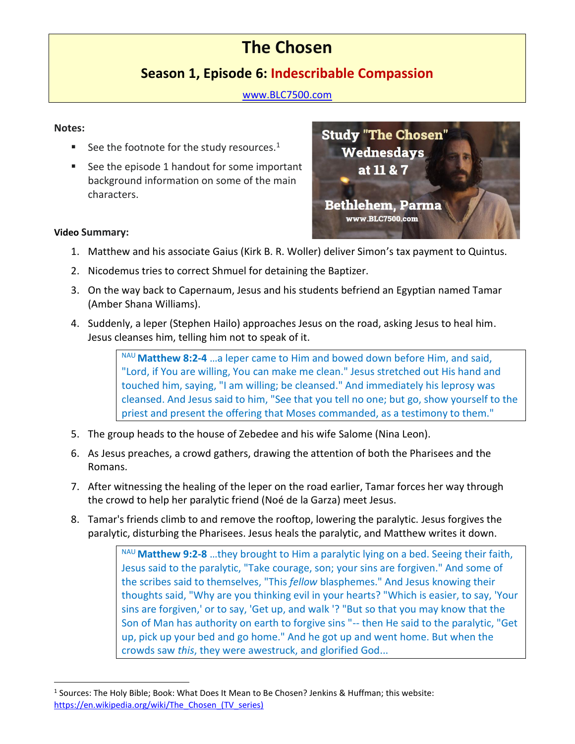# The Chosen

## Season 1, Episode 6: Indescribable Compassion

www.BLC7500.com

**Notes:**

- See the footnote for the study resources.[1]
- See the episode 1 handout for some important background information on some of the main characters.

Study "The Chosen"
Wednesdays
at 11 & 7

Bethlehem, Parma
www.BLC7500.com

**Video Summary:**

1. Matthew and his associate Gaius (Kirk B. R. Woller) deliver Simon's tax payment to Quintus.
2. Nicodemus tries to correct Shmuel for detaining the Baptizer.
3. On the way back to Capernaum, Jesus and his students befriend an Egyptian named Tamar (Amber Shana Williams).
4. Suddenly, a leper (Stephen Hailo) approaches Jesus on the road, asking Jesus to heal him. Jesus cleanses him, telling him not to speak of it.

   > NAU **Matthew 8:2-4** …a leper came to Him and bowed down before Him, and said, "Lord, if You are willing, You can make me clean." Jesus stretched out His hand and touched him, saying, "I am willing; be cleansed." And immediately his leprosy was cleansed. And Jesus said to him, "See that you tell no one; but go, show yourself to the priest and present the offering that Moses commanded, as a testimony to them."

5. The group heads to the house of Zebedee and his wife Salome (Nina Leon).
6. As Jesus preaches, a crowd gathers, drawing the attention of both the Pharisees and the Romans.
7. After witnessing the healing of the leper on the road earlier, Tamar forces her way through the crowd to help her paralytic friend (Noé de la Garza) meet Jesus.
8. Tamar's friends climb to and remove the rooftop, lowering the paralytic. Jesus forgives the paralytic, disturbing the Pharisees. Jesus heals the paralytic, and Matthew writes it down.

   > NAU **Matthew 9:2-8** …they brought to Him a paralytic lying on a bed. Seeing their faith, Jesus said to the paralytic, "Take courage, son; your sins are forgiven." And some of the scribes said to themselves, "This *fellow* blasphemes." And Jesus knowing their thoughts said, "Why are you thinking evil in your hearts? "Which is easier, to say, 'Your sins are forgiven,' or to say, 'Get up, and walk '? "But so that you may know that the Son of Man has authority on earth to forgive sins "-- then He said to the paralytic, "Get up, pick up your bed and go home." And he got up and went home. But when the crowds saw *this*, they were awestruck, and glorified God...

---

[1] Sources: The Holy Bible; Book: What Does It Mean to Be Chosen? Jenkins & Huffman; this website: https://en.wikipedia.org/wiki/The_Chosen_(TV_series)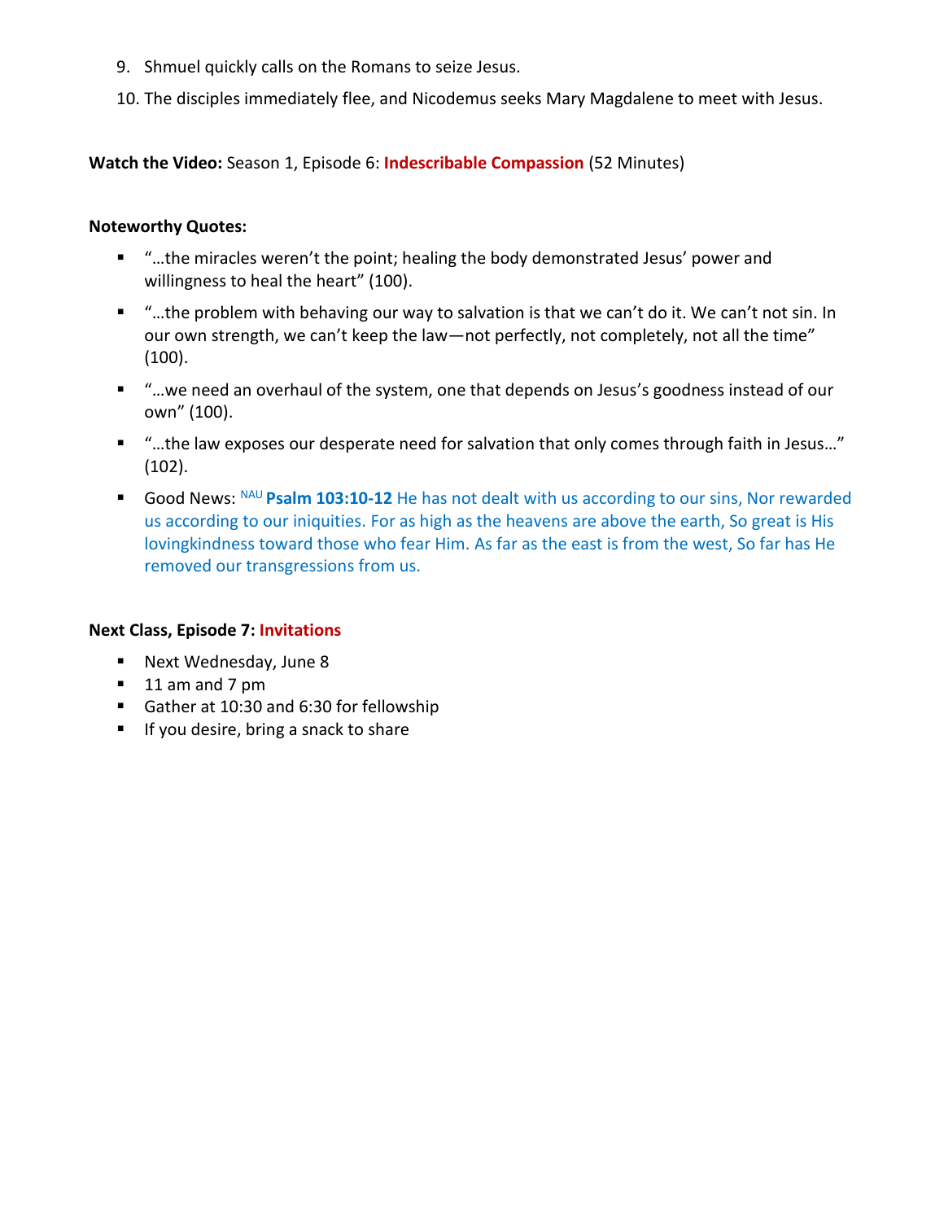9. Shmuel quickly calls on the Romans to seize Jesus.
10. The disciples immediately flee, and Nicodemus seeks Mary Magdalene to meet with Jesus.

**Watch the Video:** Season 1, Episode 6: **Indescribable Compassion** (52 Minutes)

**Noteworthy Quotes:**

- "…the miracles weren't the point; healing the body demonstrated Jesus' power and willingness to heal the heart" (100).
- "…the problem with behaving our way to salvation is that we can't do it. We can't not sin. In our own strength, we can't keep the law—not perfectly, not completely, not all the time" (100).
- "…we need an overhaul of the system, one that depends on Jesus's goodness instead of our own" (100).
- "…the law exposes our desperate need for salvation that only comes through faith in Jesus…" (102).
- Good News: NAU **Psalm 103:10-12** He has not dealt with us according to our sins, Nor rewarded us according to our iniquities. For as high as the heavens are above the earth, So great is His lovingkindness toward those who fear Him. As far as the east is from the west, So far has He removed our transgressions from us.

**Next Class, Episode 7: Invitations**

- Next Wednesday, June 8
- 11 am and 7 pm
- Gather at 10:30 and 6:30 for fellowship
- If you desire, bring a snack to share